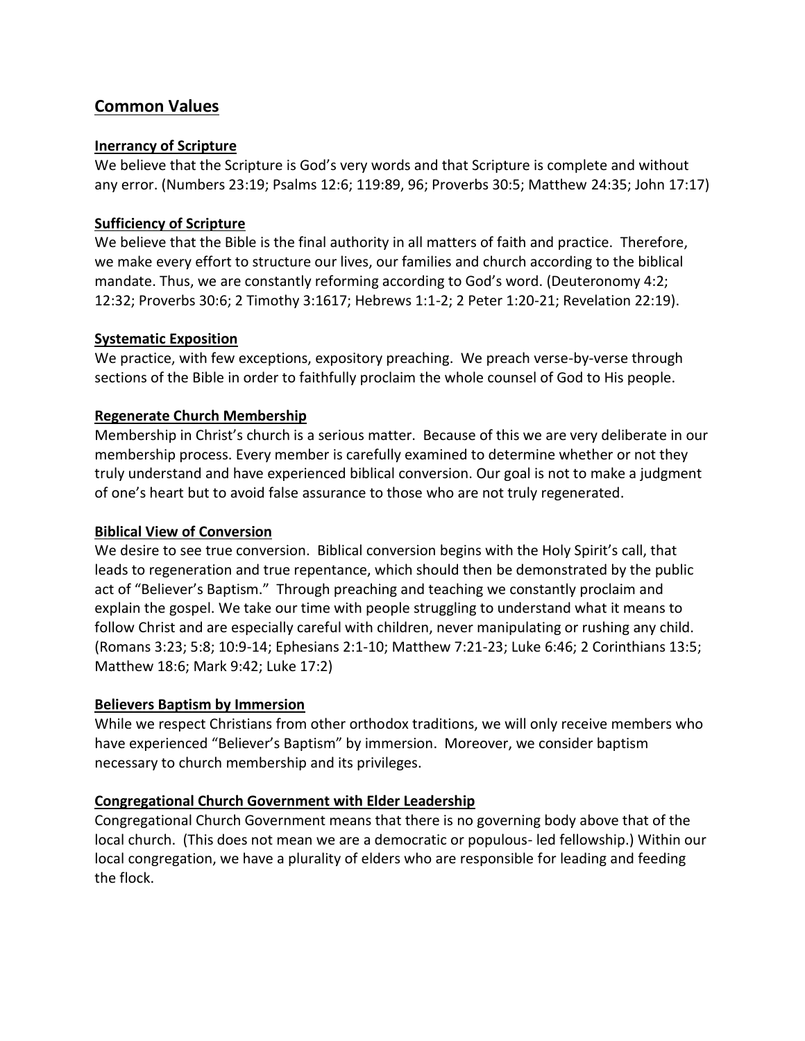## Common Values

### Inerrancy of Scripture

We believe that the Scripture is God's very words and that Scripture is complete and without any error. (Numbers 23:19; Psalms 12:6; 119:89, 96; Proverbs 30:5; Matthew 24:35; John 17:17)

### Sufficiency of Scripture

We believe that the Bible is the final authority in all matters of faith and practice. Therefore, we make every effort to structure our lives, our families and church according to the biblical mandate. Thus, we are constantly reforming according to God's word. (Deuteronomy 4:2; 12:32; Proverbs 30:6; 2 Timothy 3:1617; Hebrews 1:1-2; 2 Peter 1:20-21; Revelation 22:19).

### Systematic Exposition

We practice, with few exceptions, expository preaching. We preach verse-by-verse through sections of the Bible in order to faithfully proclaim the whole counsel of God to His people.

### Regenerate Church Membership

Membership in Christ's church is a serious matter. Because of this we are very deliberate in our membership process. Every member is carefully examined to determine whether or not they truly understand and have experienced biblical conversion. Our goal is not to make a judgment of one's heart but to avoid false assurance to those who are not truly regenerated.

### Biblical View of Conversion

We desire to see true conversion. Biblical conversion begins with the Holy Spirit's call, that leads to regeneration and true repentance, which should then be demonstrated by the public act of "Believer's Baptism." Through preaching and teaching we constantly proclaim and explain the gospel. We take our time with people struggling to understand what it means to follow Christ and are especially careful with children, never manipulating or rushing any child. (Romans 3:23; 5:8; 10:9-14; Ephesians 2:1-10; Matthew 7:21-23; Luke 6:46; 2 Corinthians 13:5; Matthew 18:6; Mark 9:42; Luke 17:2)

### Believers Baptism by Immersion

While we respect Christians from other orthodox traditions, we will only receive members who have experienced "Believer's Baptism" by immersion. Moreover, we consider baptism necessary to church membership and its privileges.

### Congregational Church Government with Elder Leadership

Congregational Church Government means that there is no governing body above that of the local church. (This does not mean we are a democratic or populous- led fellowship.) Within our local congregation, we have a plurality of elders who are responsible for leading and feeding the flock.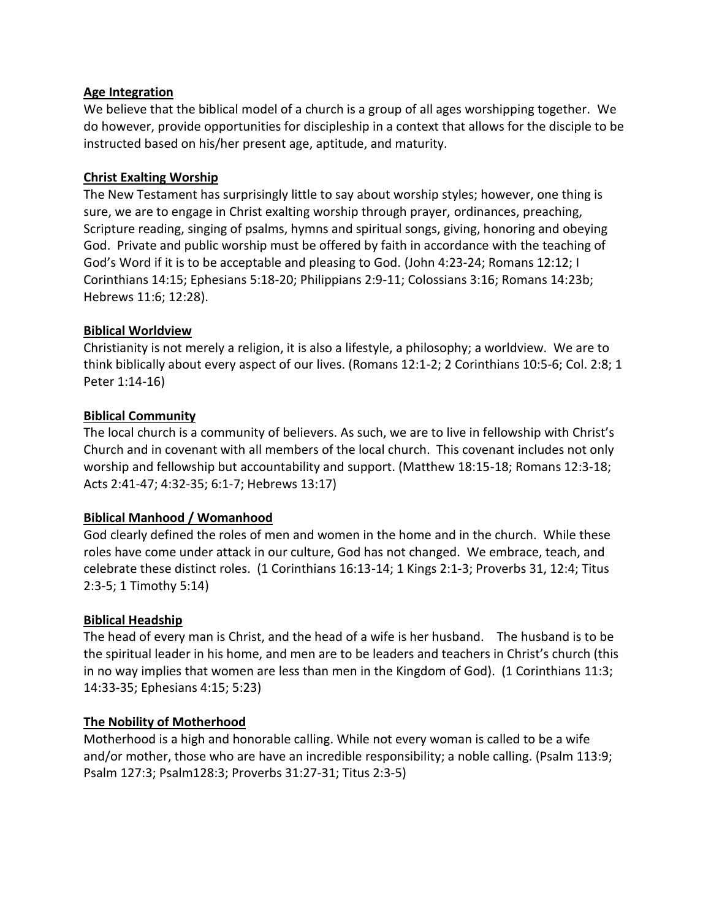**Age Integration**

We believe that the biblical model of a church is a group of all ages worshipping together. We do however, provide opportunities for discipleship in a context that allows for the disciple to be instructed based on his/her present age, aptitude, and maturity.

**Christ Exalting Worship**

The New Testament has surprisingly little to say about worship styles; however, one thing is sure, we are to engage in Christ exalting worship through prayer, ordinances, preaching, Scripture reading, singing of psalms, hymns and spiritual songs, giving, honoring and obeying God. Private and public worship must be offered by faith in accordance with the teaching of God's Word if it is to be acceptable and pleasing to God. (John 4:23-24; Romans 12:12; I Corinthians 14:15; Ephesians 5:18-20; Philippians 2:9-11; Colossians 3:16; Romans 14:23b; Hebrews 11:6; 12:28).

**Biblical Worldview**

Christianity is not merely a religion, it is also a lifestyle, a philosophy; a worldview. We are to think biblically about every aspect of our lives. (Romans 12:1-2; 2 Corinthians 10:5-6; Col. 2:8; 1 Peter 1:14-16)

**Biblical Community**

The local church is a community of believers. As such, we are to live in fellowship with Christ's Church and in covenant with all members of the local church. This covenant includes not only worship and fellowship but accountability and support. (Matthew 18:15-18; Romans 12:3-18; Acts 2:41-47; 4:32-35; 6:1-7; Hebrews 13:17)

**Biblical Manhood / Womanhood**

God clearly defined the roles of men and women in the home and in the church. While these roles have come under attack in our culture, God has not changed. We embrace, teach, and celebrate these distinct roles. (1 Corinthians 16:13-14; 1 Kings 2:1-3; Proverbs 31, 12:4; Titus 2:3-5; 1 Timothy 5:14)

**Biblical Headship**

The head of every man is Christ, and the head of a wife is her husband. The husband is to be the spiritual leader in his home, and men are to be leaders and teachers in Christ's church (this in no way implies that women are less than men in the Kingdom of God). (1 Corinthians 11:3; 14:33-35; Ephesians 4:15; 5:23)

**The Nobility of Motherhood**

Motherhood is a high and honorable calling. While not every woman is called to be a wife and/or mother, those who are have an incredible responsibility; a noble calling. (Psalm 113:9; Psalm 127:3; Psalm128:3; Proverbs 31:27-31; Titus 2:3-5)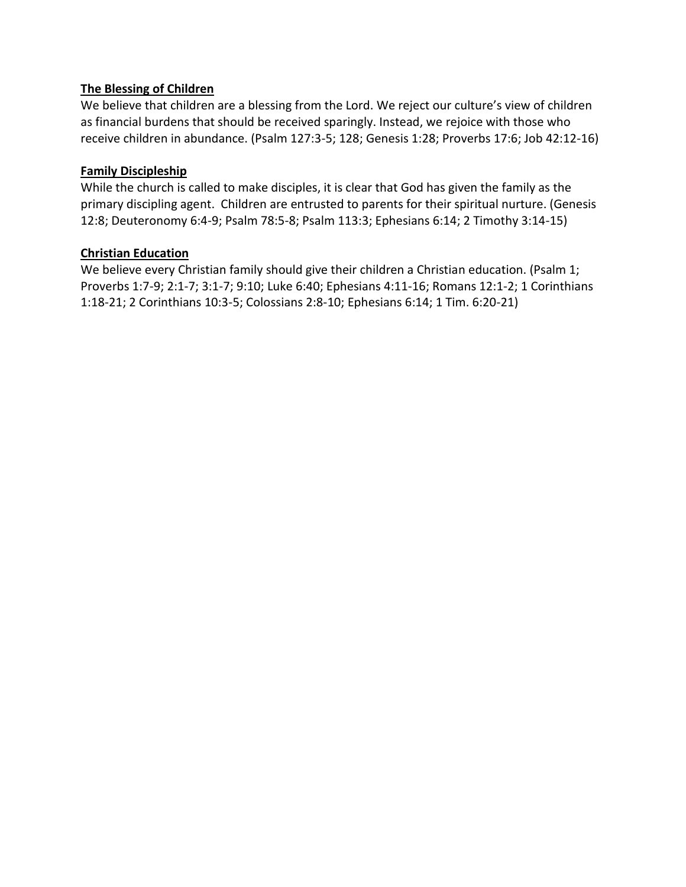**The Blessing of Children**

We believe that children are a blessing from the Lord. We reject our culture's view of children as financial burdens that should be received sparingly. Instead, we rejoice with those who receive children in abundance. (Psalm 127:3-5; 128; Genesis 1:28; Proverbs 17:6; Job 42:12-16)

**Family Discipleship**

While the church is called to make disciples, it is clear that God has given the family as the primary discipling agent. Children are entrusted to parents for their spiritual nurture. (Genesis 12:8; Deuteronomy 6:4-9; Psalm 78:5-8; Psalm 113:3; Ephesians 6:14; 2 Timothy 3:14-15)

**Christian Education**

We believe every Christian family should give their children a Christian education. (Psalm 1; Proverbs 1:7-9; 2:1-7; 3:1-7; 9:10; Luke 6:40; Ephesians 4:11-16; Romans 12:1-2; 1 Corinthians 1:18-21; 2 Corinthians 10:3-5; Colossians 2:8-10; Ephesians 6:14; 1 Tim. 6:20-21)